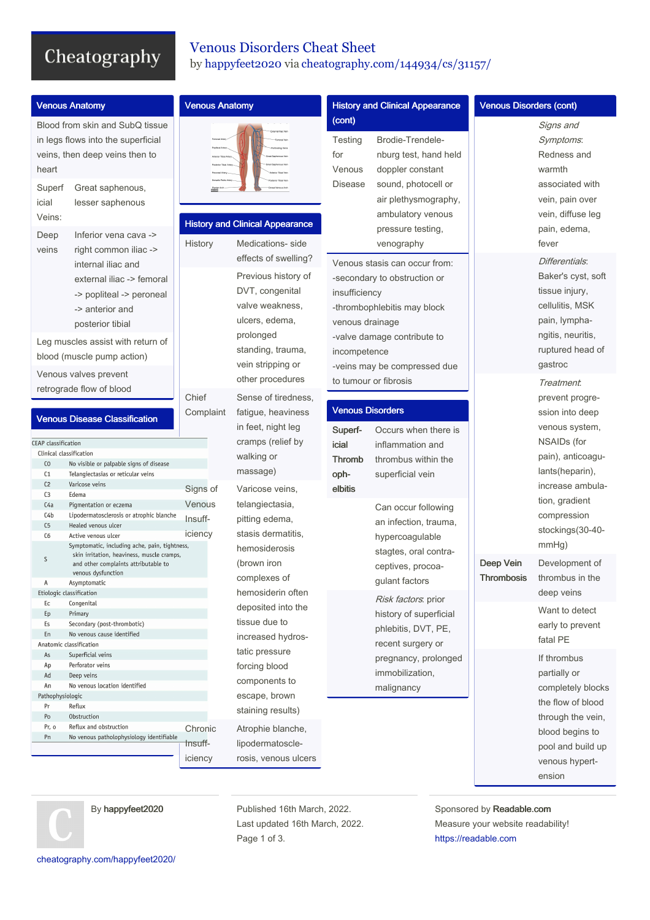# Venous Disorders Cheat Sheet

by happyfeet2020 via cheatography.com/144934/cs/31157/

## Venous Anatomy

Blood from skin and SubQ tissue in legs flows into the superficial veins, then deep veins then to heart

| | |
|---|---|
| Superficial Veins: | Great saphenous, lesser saphenous |
| Deep veins | Inferior vena cava -> right common iliac -> internal iliac and external iliac -> femoral -> popliteal -> peroneal -> anterior and posterior tibial |

Leg muscles assist with return of blood (muscle pump action)

Venous valves prevent retrograde flow of blood

## Venous Disease Classification

| CEAP classification | |
|---|---|
| Clinical classification | |
| C0 | No visible or palpable signs of disease |
| C1 | Telangiectasias or reticular veins |
| C2 | Varicose veins |
| C3 | Edema |
| C4a | Pigmentation or eczema |
| C4b | Lipodermatosclerosis or atrophic blanche |
| C5 | Healed venous ulcer |
| C6 | Active venous ulcer |
| S | Symptomatic, including ache, pain, tightness, skin irritation, heaviness, muscle cramps, and other complaints attributable to venous dysfunction |
| A | Asymptomatic |
| Etiologic classification | |
| Ec | Congenital |
| Ep | Primary |
| Es | Secondary (post-thrombotic) |
| En | No venous cause identified |
| Anatomic classification | |
| As | Superficial veins |
| Ap | Perforator veins |
| Ad | Deep veins |
| An | No venous location identified |
| Pathophysiologic | |
| Pr | Reflux |
| Po | Obstruction |
| Pr, o | Reflux and obstruction |
| Pn | No venous pathophysiology identifiable |

## Venous Anatomy

## History and Clinical Appearance

| | |
|---|---|
| History | Medications- side effects of swelling? |
| | Previous history of DVT, congenital valve weakness, ulcers, edema, prolonged standing, trauma, vein stripping or other procedures |
| Chief Complaint | Sense of tiredness, fatigue, heaviness in feet, night leg cramps (relief by walking or massage) |
| Signs of Venous Insufficiency | Varicose veins, telangiectasia, pitting edema, stasis dermatitis, hemosiderosis (brown iron complexes of hemosiderin often deposited into the tissue due to increased hydrostatic pressure forcing blood components to escape, brown staining results) |
| Chronic Insufficiency | Atrophie blanche, lipodermatosclerosis, venous ulcers |

## History and Clinical Appearance (cont)

| | |
|---|---|
| Testing for Venous Disease | Brodie-Trendelenburg test, hand held doppler constant sound, photocell or air plethysmography, ambulatory venous pressure testing, venography |

Venous stasis can occur from:
- -secondary to obstruction or insufficiency
- -thrombophlebitis may block venous drainage
- -valve damage contribute to incompetence
- -veins may be compressed due to tumour or fibrosis

## Venous Disorders

| | |
|---|---|
| **Superficial Thrombophlebitis** | Occurs when there is inflammation and thrombus within the superficial vein |
| | Can occur following an infection, trauma, hypercoagulable stagtes, oral contraceptives, procoagulant factors |
| | *Risk factors*: prior history of superficial phlebitis, DVT, PE, recent surgery or pregnancy, prolonged immobilization, malignancy |

## Venous Disorders (cont)

| | |
|---|---|
| | *Signs and Symptoms*: Redness and warmth associated with vein, pain over vein, diffuse leg pain, edema, fever |
| | *Differentials*: Baker's cyst, soft tissue injury, cellulitis, MSK pain, lymphangitis, neuritis, ruptured head of gastroc |
| | *Treatment*: prevent progression into deep venous system, NSAIDs (for pain), anticoagulants(heparin), increase ambulation, gradient compression stockings(30-40-mmHg) |
| **Deep Vein Thrombosis** | Development of thrombus in the deep veins |
| | Want to detect early to prevent fatal PE |
| | If thrombus partially or completely blocks the flow of blood through the vein, blood begins to pool and build up venous hypertension |

By happyfeet2020
cheatography.com/happyfeet2020/

Published 16th March, 2022.
Last updated 16th March, 2022.

Sponsored by Readable.com
Measure your website readability!
https://readable.com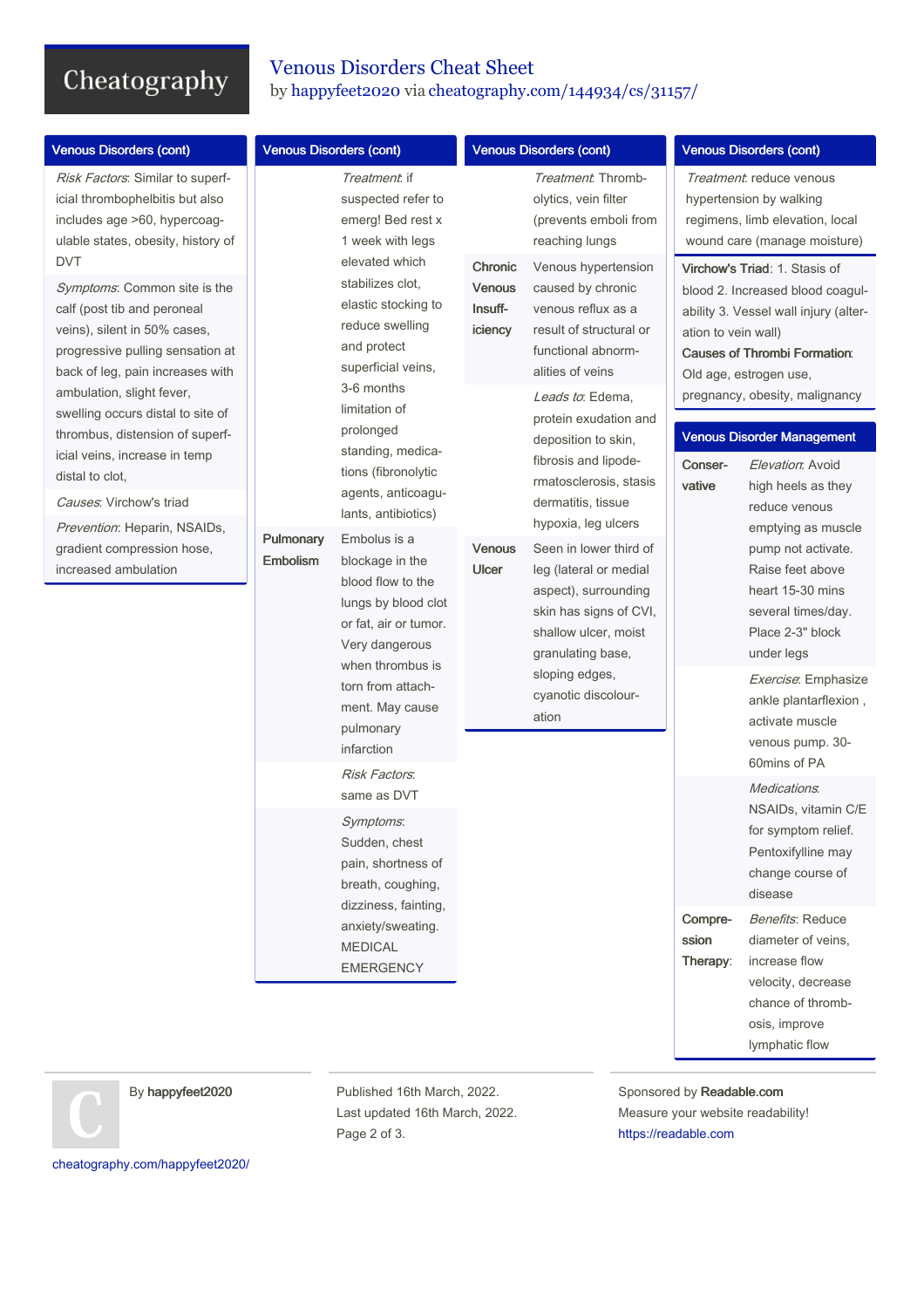## Venous Disorders (cont)

| | |
|---|---|
| | *Risk Factors*: Similar to superficial thrombophelbitis but also includes age >60, hypercoagulable states, obesity, history of DVT |
| | *Symptoms*: Common site is the calf (post tib and peroneal veins), silent in 50% cases, progressive pulling sensation at back of leg, pain increases with ambulation, slight fever, swelling occurs distal to site of thrombus, distension of superficial veins, increase in temp distal to clot, |
| | *Causes*: Virchow's triad |
| | *Prevention*: Heparin, NSAIDs, gradient compression hose, increased ambulation |
| | *Treatment*: if suspected refer to emerg! Bed rest x 1 week with legs elevated which stabilizes clot, elastic stocking to reduce swelling and protect superficial veins, 3-6 months limitation of prolonged standing, medications (fibronolytic agents, anticoagulants, antibiotics) |
| **Pulmonary Embolism** | Embolus is a blockage in the blood flow to the lungs by blood clot or fat, air or tumor. Very dangerous when thrombus is torn from attachment. May cause pulmonary infarction |
| | *Risk Factors*: same as DVT |
| | *Symptoms*: Sudden, chest pain, shortness of breath, coughing, dizziness, fainting, anxiety/sweating. MEDICAL EMERGENCY |
| | *Treatment*: Thrombolytics, vein filter (prevents emboli from reaching lungs |
| **Chronic Venous Insufficiency** | Venous hypertension caused by chronic venous reflux as a result of structural or functional abnormalities of veins |
| | *Leads to*: Edema, protein exudation and deposition to skin, fibrosis and lipodermatosclerosis, stasis dermatitis, tissue hypoxia, leg ulcers |
| **Venous Ulcer** | Seen in lower third of leg (lateral or medial aspect), surrounding skin has signs of CVI, shallow ulcer, moist granulating base, sloping edges, cyanotic discolouration |
| | *Treatment*: reduce venous hypertension by walking regimens, limb elevation, local wound care (manage moisture) |

**Virchow's Triad**: 1. Stasis of blood 2. Increased blood coagulability 3. Vessel wall injury (alteration to vein wall)

**Causes of Thrombi Formation**: Old age, estrogen use, pregnancy, obesity, malignancy

## Venous Disorder Management

| | |
|---|---|
| **Conservative** | *Elevation*: Avoid high heels as they reduce venous emptying as muscle pump not activate. Raise feet above heart 15-30 mins several times/day. Place 2-3" block under legs |
| | *Exercise*: Emphasize ankle plantarflexion , activate muscle venous pump. 30-60mins of PA |
| | *Medications*: NSAIDs, vitamin C/E for symptom relief. Pentoxifylline may change course of disease |
| **Compression Therapy**: | *Benefits*: Reduce diameter of veins, increase flow velocity, decrease chance of thrombosis, improve lymphatic flow |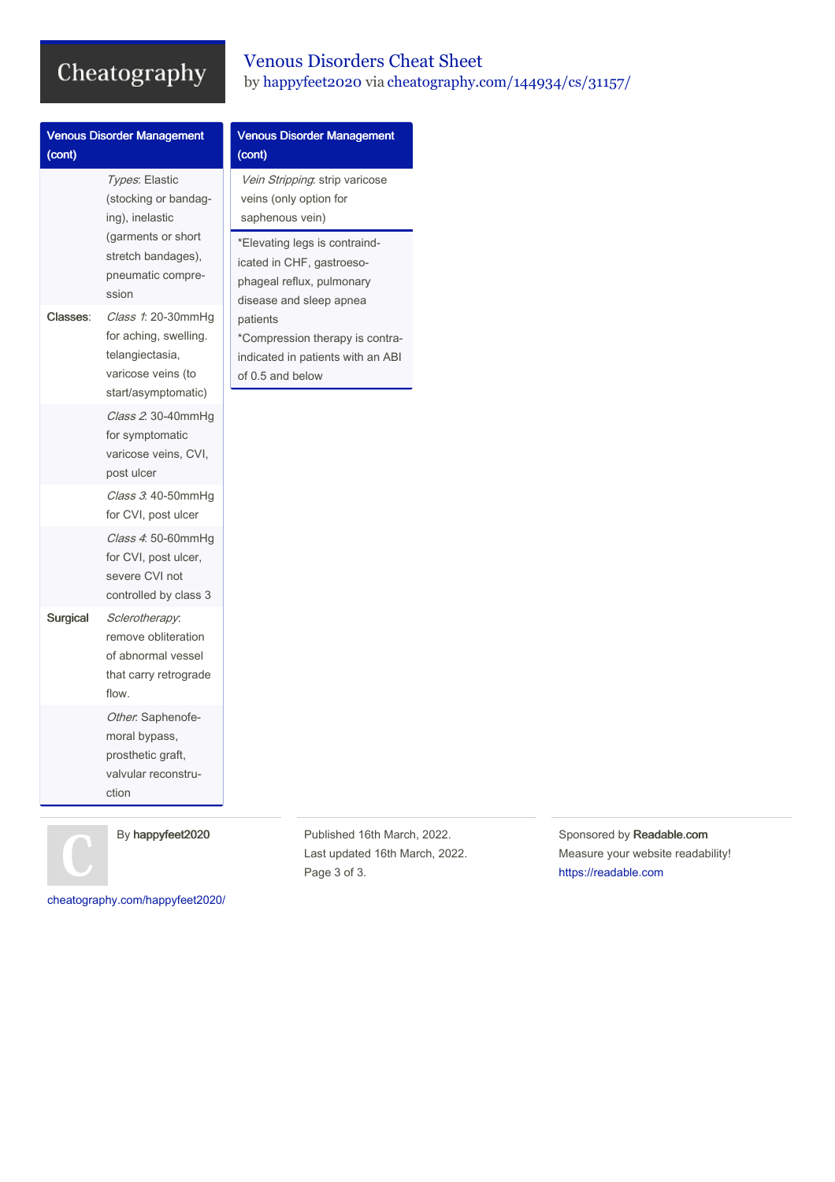## Venous Disorder Management (cont)

| | |
|---|---|
| | *Types*: Elastic (stocking or bandaging), inelastic (garments or short stretch bandages), pneumatic compression |
| Classes: | *Class 1*: 20-30mmHg for aching, swelling. telangiectasia, varicose veins (to start/asymptomatic) |
| | *Class 2*: 30-40mmHg for symptomatic varicose veins, CVI, post ulcer |
| | *Class 3*: 40-50mmHg for CVI, post ulcer |
| | *Class 4*: 50-60mmHg for CVI, post ulcer, severe CVI not controlled by class 3 |
| Surgical | *Sclerotherapy*: remove obliteration of abnormal vessel that carry retrograde flow. |
| | *Other*: Saphenofemoral bypass, prosthetic graft, valvular reconstruction |

## Venous Disorder Management (cont)

*Vein Stripping*: strip varicose veins (only option for saphenous vein)

*Elevating legs is contraindicated in CHF, gastroesophageal reflux, pulmonary disease and sleep apnea patients
*Compression therapy is contraindicated in patients with an ABI of 0.5 and below